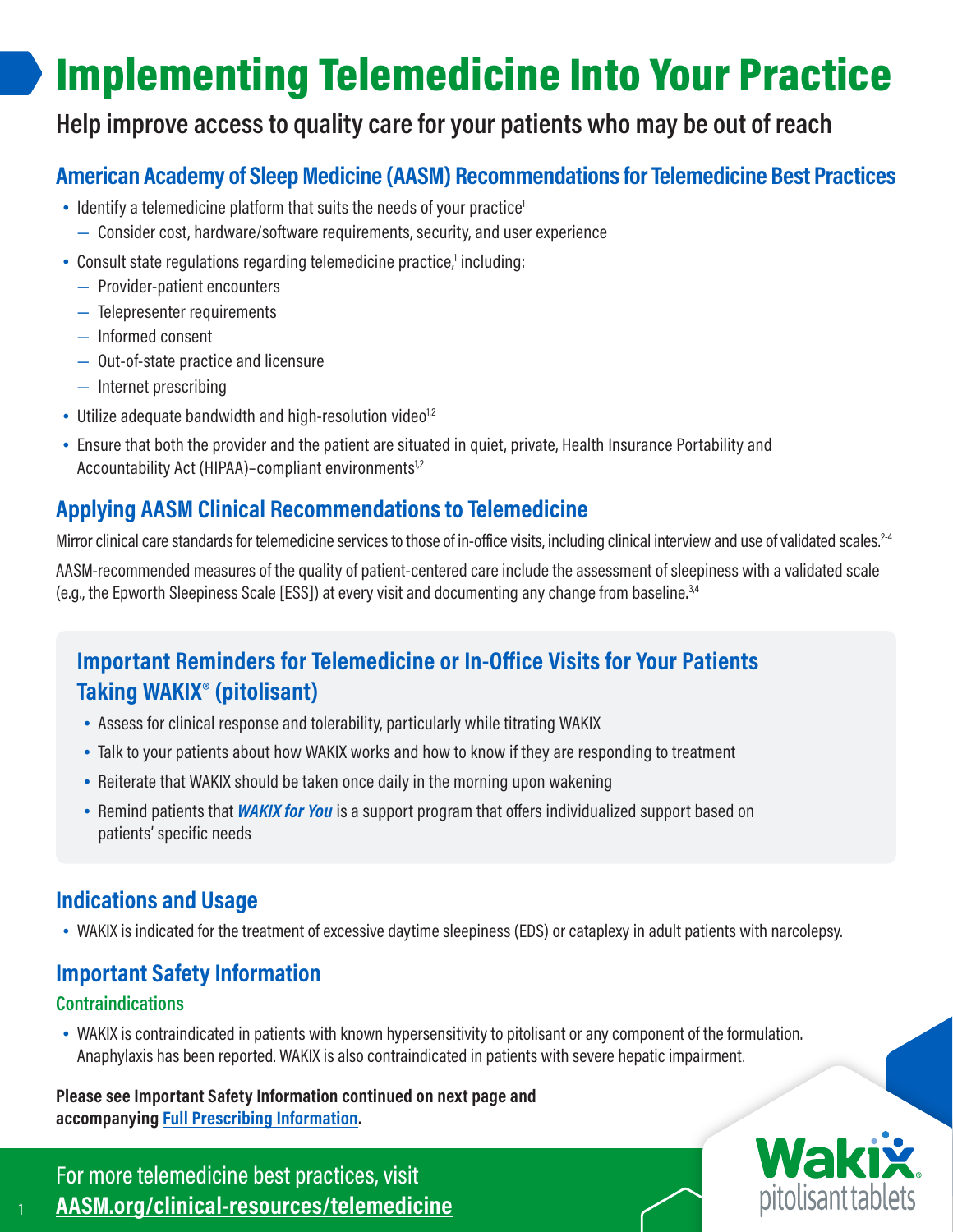# Implementing Telemedicine Into Your Practice

## Help improve access to quality care for your patients who may be out of reach

### American Academy of Sleep Medicine (AASM) Recommendations for Telemedicine Best Practices

- Identify a telemedicine platform that suits the needs of your practice[1]
  - Consider cost, hardware/software requirements, security, and user experience
- Consult state regulations regarding telemedicine practice,[1] including:
  - Provider-patient encounters
  - Telepresenter requirements
  - Informed consent
  - Out-of-state practice and licensure
  - Internet prescribing
- Utilize adequate bandwidth and high-resolution video[1,2]
- Ensure that both the provider and the patient are situated in quiet, private, Health Insurance Portability and Accountability Act (HIPAA)–compliant environments[1,2]

### Applying AASM Clinical Recommendations to Telemedicine

Mirror clinical care standards for telemedicine services to those of in-office visits, including clinical interview and use of validated scales.[2-4]

AASM-recommended measures of the quality of patient-centered care include the assessment of sleepiness with a validated scale (e.g., the Epworth Sleepiness Scale [ESS]) at every visit and documenting any change from baseline.[3,4]

### Important Reminders for Telemedicine or In-Office Visits for Your Patients Taking WAKIX® (pitolisant)

- Assess for clinical response and tolerability, particularly while titrating WAKIX
- Talk to your patients about how WAKIX works and how to know if they are responding to treatment
- Reiterate that WAKIX should be taken once daily in the morning upon wakening
- Remind patients that ***WAKIX for You*** is a support program that offers individualized support based on patients' specific needs

### Indications and Usage

- WAKIX is indicated for the treatment of excessive daytime sleepiness (EDS) or cataplexy in adult patients with narcolepsy.

### Important Safety Information

#### Contraindications

- WAKIX is contraindicated in patients with known hypersensitivity to pitolisant or any component of the formulation. Anaphylaxis has been reported. WAKIX is also contraindicated in patients with severe hepatic impairment.

**Please see Important Safety Information continued on next page and accompanying Full Prescribing Information.**

For more telemedicine best practices, visit **AASM.org/clinical-resources/telemedicine**

Wakix® pitolisant tablets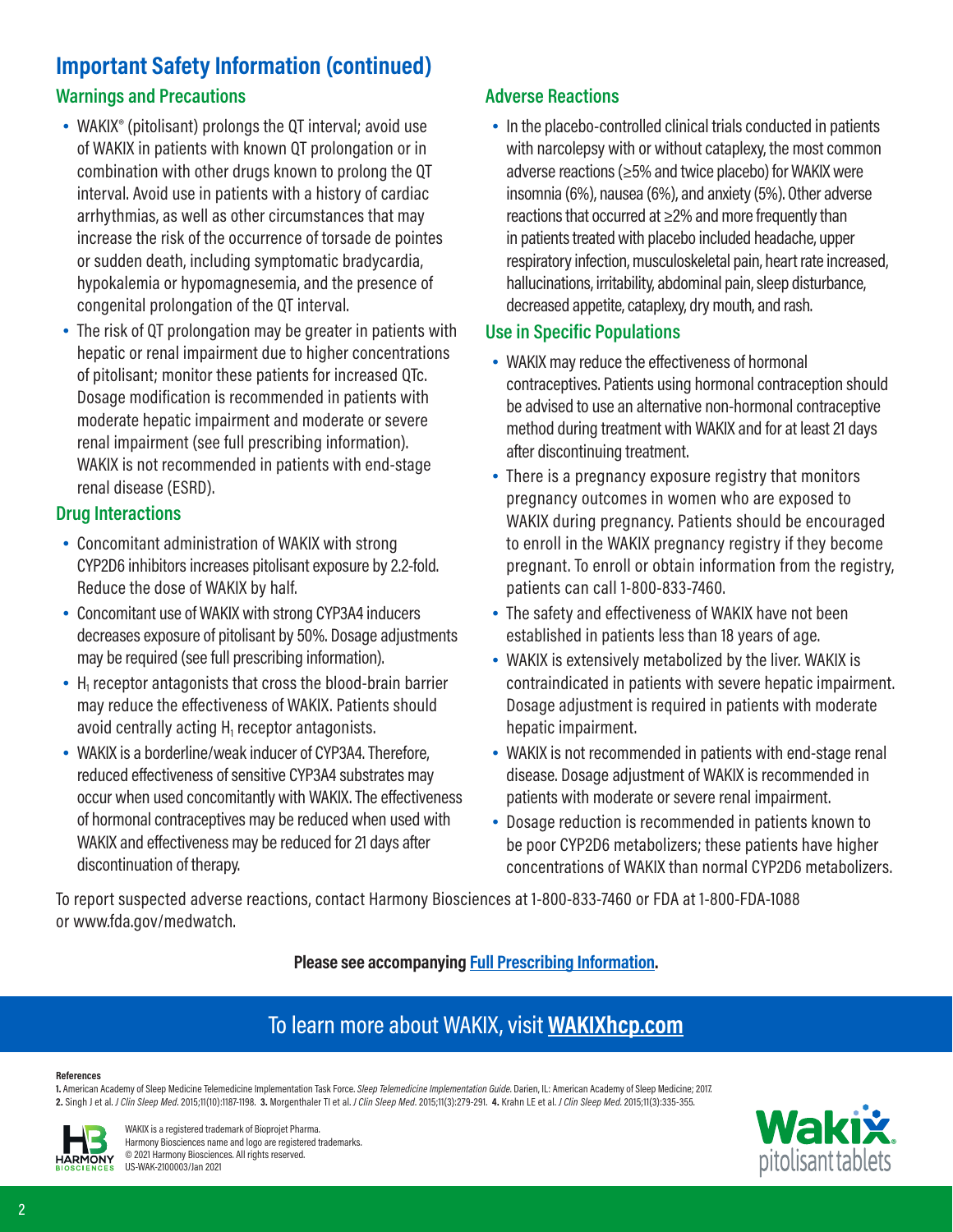## Important Safety Information (continued)

### Warnings and Precautions

- WAKIX® (pitolisant) prolongs the QT interval; avoid use of WAKIX in patients with known QT prolongation or in combination with other drugs known to prolong the QT interval. Avoid use in patients with a history of cardiac arrhythmias, as well as other circumstances that may increase the risk of the occurrence of torsade de pointes or sudden death, including symptomatic bradycardia, hypokalemia or hypomagnesemia, and the presence of congenital prolongation of the QT interval.
- The risk of QT prolongation may be greater in patients with hepatic or renal impairment due to higher concentrations of pitolisant; monitor these patients for increased QTc. Dosage modification is recommended in patients with moderate hepatic impairment and moderate or severe renal impairment (see full prescribing information). WAKIX is not recommended in patients with end-stage renal disease (ESRD).

### Drug Interactions

- Concomitant administration of WAKIX with strong CYP2D6 inhibitors increases pitolisant exposure by 2.2-fold. Reduce the dose of WAKIX by half.
- Concomitant use of WAKIX with strong CYP3A4 inducers decreases exposure of pitolisant by 50%. Dosage adjustments may be required (see full prescribing information).
- $H_1$ receptor antagonists that cross the blood-brain barrier may reduce the effectiveness of WAKIX. Patients should avoid centrally acting $H_1$ receptor antagonists.
- WAKIX is a borderline/weak inducer of CYP3A4. Therefore, reduced effectiveness of sensitive CYP3A4 substrates may occur when used concomitantly with WAKIX. The effectiveness of hormonal contraceptives may be reduced when used with WAKIX and effectiveness may be reduced for 21 days after discontinuation of therapy.

### Adverse Reactions

- In the placebo-controlled clinical trials conducted in patients with narcolepsy with or without cataplexy, the most common adverse reactions (≥5% and twice placebo) for WAKIX were insomnia (6%), nausea (6%), and anxiety (5%). Other adverse reactions that occurred at ≥2% and more frequently than in patients treated with placebo included headache, upper respiratory infection, musculoskeletal pain, heart rate increased, hallucinations, irritability, abdominal pain, sleep disturbance, decreased appetite, cataplexy, dry mouth, and rash.

### Use in Specific Populations

- WAKIX may reduce the effectiveness of hormonal contraceptives. Patients using hormonal contraception should be advised to use an alternative non-hormonal contraceptive method during treatment with WAKIX and for at least 21 days after discontinuing treatment.
- There is a pregnancy exposure registry that monitors pregnancy outcomes in women who are exposed to WAKIX during pregnancy. Patients should be encouraged to enroll in the WAKIX pregnancy registry if they become pregnant. To enroll or obtain information from the registry, patients can call 1-800-833-7460.
- The safety and effectiveness of WAKIX have not been established in patients less than 18 years of age.
- WAKIX is extensively metabolized by the liver. WAKIX is contraindicated in patients with severe hepatic impairment. Dosage adjustment is required in patients with moderate hepatic impairment.
- WAKIX is not recommended in patients with end-stage renal disease. Dosage adjustment of WAKIX is recommended in patients with moderate or severe renal impairment.
- Dosage reduction is recommended in patients known to be poor CYP2D6 metabolizers; these patients have higher concentrations of WAKIX than normal CYP2D6 metabolizers.

To report suspected adverse reactions, contact Harmony Biosciences at 1-800-833-7460 or FDA at 1-800-FDA-1088 or www.fda.gov/medwatch.

**Please see accompanying Full Prescribing Information.**

To learn more about WAKIX, visit **WAKIXhcp.com**

**References**

1. American Academy of Sleep Medicine Telemedicine Implementation Task Force. *Sleep Telemedicine Implementation Guide*. Darien, IL: American Academy of Sleep Medicine; 2017.
2. Singh J et al. *J Clin Sleep Med*. 2015;11(10):1187-1198.
3. Morgenthaler TI et al. *J Clin Sleep Med*. 2015;11(3):279-291.
4. Krahn LE et al. *J Clin Sleep Med*. 2015;11(3):335-355.

HARMONY BIOSCIENCES

WAKIX is a registered trademark of Bioprojet Pharma.
Harmony Biosciences name and logo are registered trademarks.
© 2021 Harmony Biosciences. All rights reserved.
US-WAK-2100003/Jan 2021

Wakix® pitolisant tablets